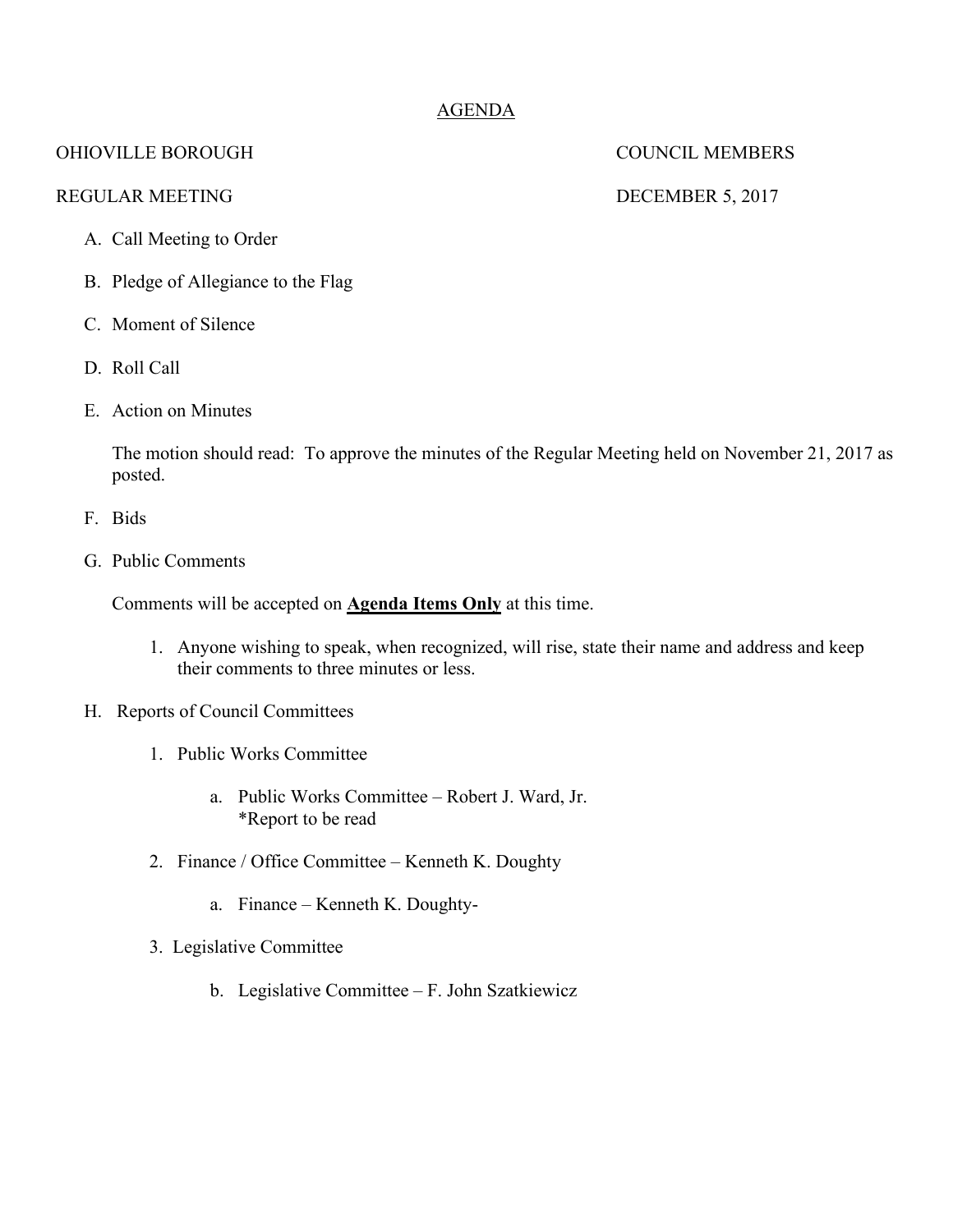# AGENDA

OHIOVILLE BOROUGH COUNCIL MEMBERS

REGULAR MEETING DECEMBER 5, 2017

A. Call Meeting to Order

B. Pledge of Allegiance to the Flag

C. Moment of Silence

D. Roll Call

E. Action on Minutes

   The motion should read: To approve the minutes of the Regular Meeting held on November 21, 2017 as posted.

F. Bids

G. Public Comments

   Comments will be accepted on **<u>Agenda Items Only</u>** at this time.

   1. Anyone wishing to speak, when recognized, will rise, state their name and address and keep their comments to three minutes or less.

H. Reports of Council Committees

   1. Public Works Committee

      a. Public Works Committee – Robert J. Ward, Jr.
         *Report to be read

   2. Finance / Office Committee – Kenneth K. Doughty

      a. Finance – Kenneth K. Doughty-

   3. Legislative Committee

      b. Legislative Committee – F. John Szatkiewicz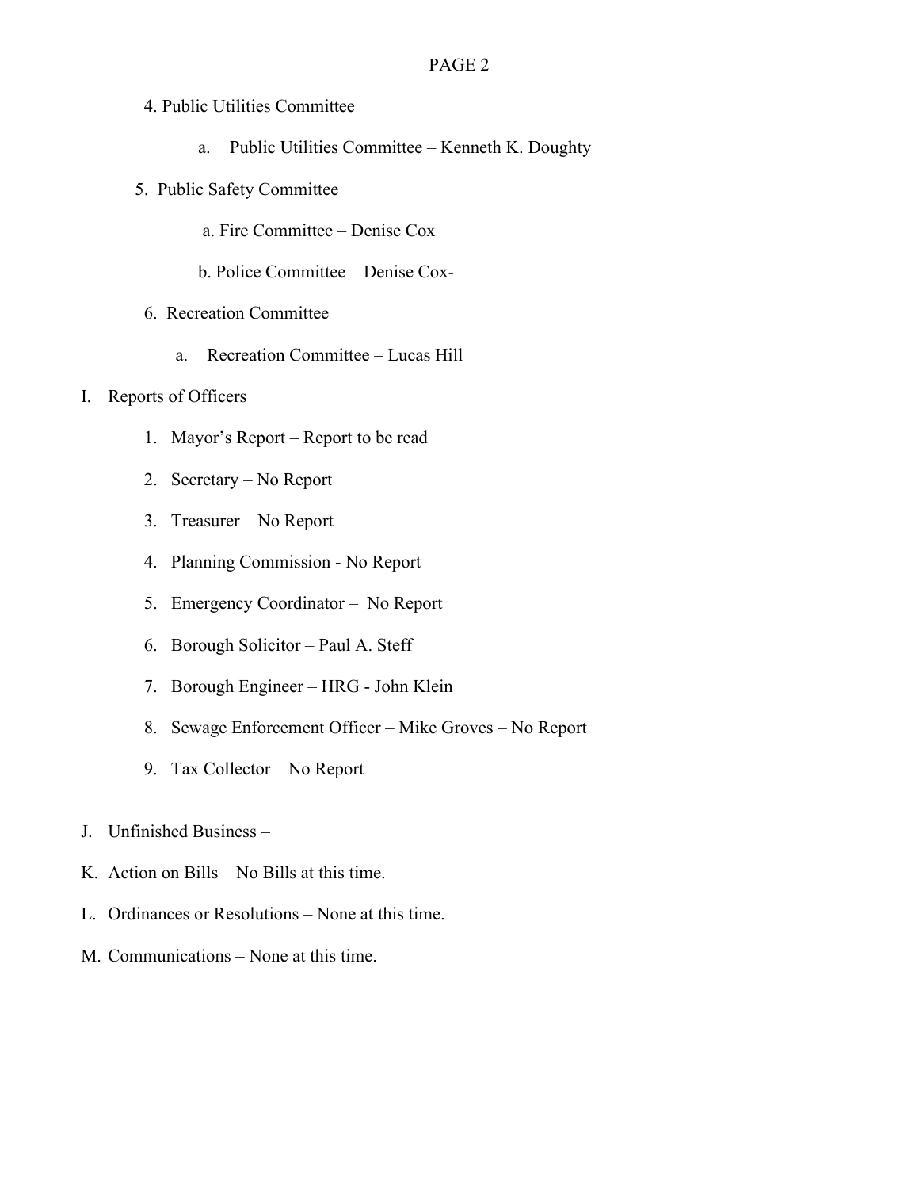4. Public Utilities Committee

    a. Public Utilities Committee – Kenneth K. Doughty

5. Public Safety Committee

    a. Fire Committee – Denise Cox

    b. Police Committee – Denise Cox-

6. Recreation Committee

    a. Recreation Committee – Lucas Hill

I. Reports of Officers

    1. Mayor's Report – Report to be read
    2. Secretary – No Report
    3. Treasurer – No Report
    4. Planning Commission - No Report
    5. Emergency Coordinator – No Report
    6. Borough Solicitor – Paul A. Steff
    7. Borough Engineer – HRG - John Klein
    8. Sewage Enforcement Officer – Mike Groves – No Report
    9. Tax Collector – No Report

J. Unfinished Business –

K. Action on Bills – No Bills at this time.

L. Ordinances or Resolutions – None at this time.

M. Communications – None at this time.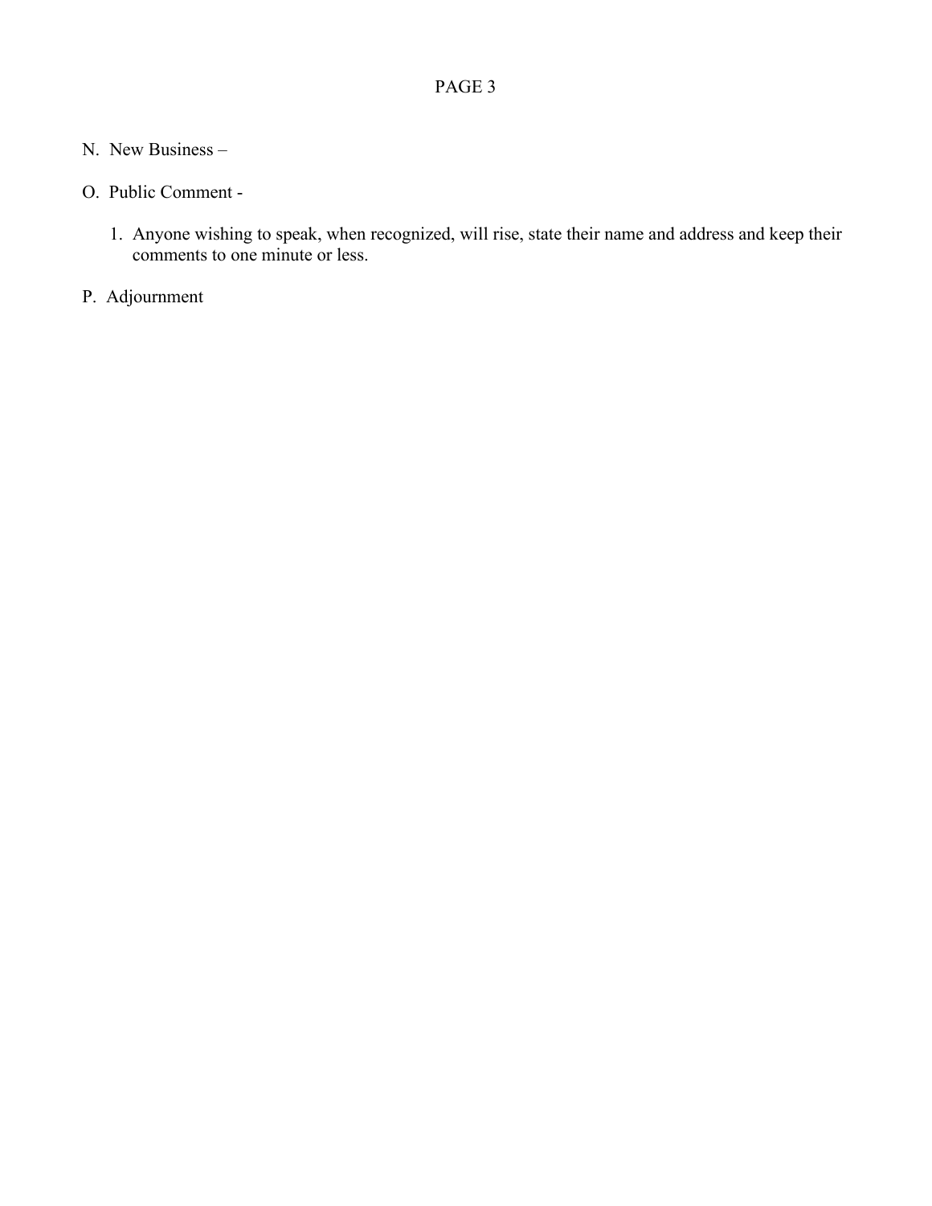N. New Business –

O. Public Comment -

1. Anyone wishing to speak, when recognized, will rise, state their name and address and keep their comments to one minute or less.

P. Adjournment